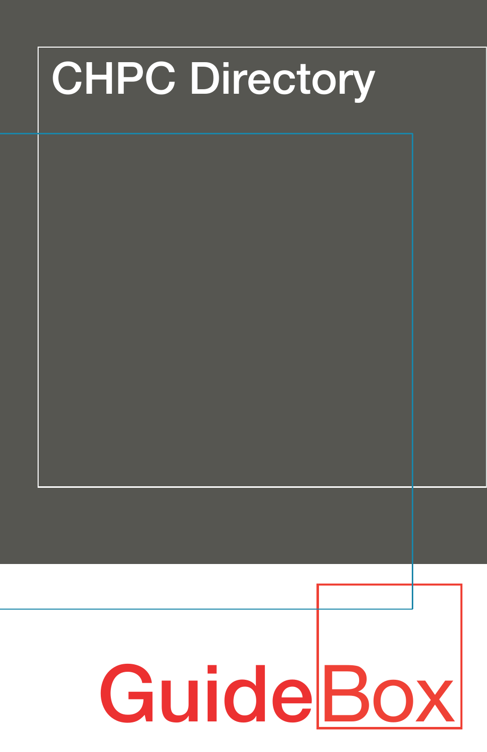# CHPC Directory

GuideBox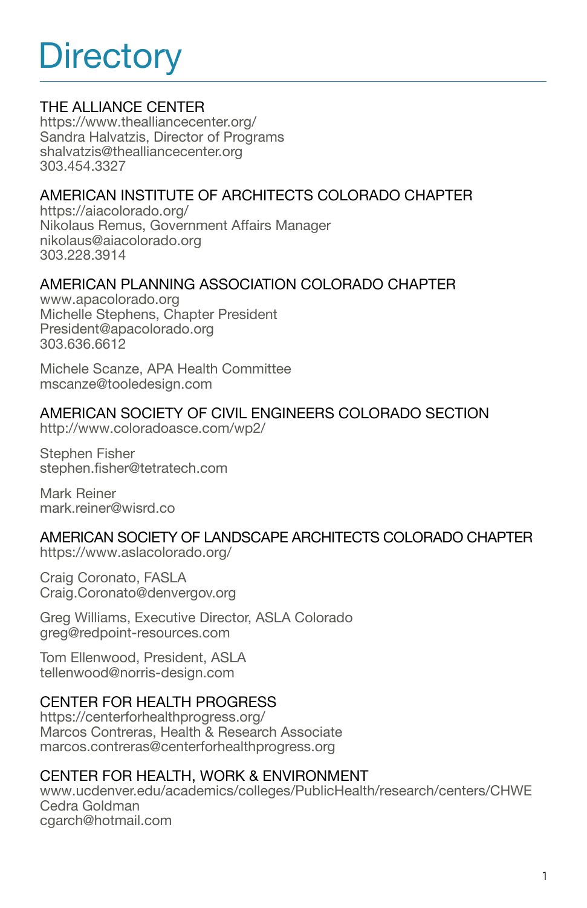# Directory

## THE ALLIANCE CENTER

https://www.thealliancecenter.org/
Sandra Halvatzis, Director of Programs
shalvatzis@thealliancecenter.org
303.454.3327

## AMERICAN INSTITUTE OF ARCHITECTS COLORADO CHAPTER

https://aiacolorado.org/
Nikolaus Remus, Government Affairs Manager
nikolaus@aiacolorado.org
303.228.3914

## AMERICAN PLANNING ASSOCIATION COLORADO CHAPTER

www.apacolorado.org
Michelle Stephens, Chapter President
President@apacolorado.org
303.636.6612

Michele Scanze, APA Health Committee
mscanze@tooledesign.com

## AMERICAN SOCIETY OF CIVIL ENGINEERS COLORADO SECTION

http://www.coloradoasce.com/wp2/

Stephen Fisher
stephen.fisher@tetratech.com

Mark Reiner
mark.reiner@wisrd.co

## AMERICAN SOCIETY OF LANDSCAPE ARCHITECTS COLORADO CHAPTER

https://www.aslacolorado.org/

Craig Coronato, FASLA
Craig.Coronato@denvergov.org

Greg Williams, Executive Director, ASLA Colorado
greg@redpoint-resources.com

Tom Ellenwood, President, ASLA
tellenwood@norris-design.com

## CENTER FOR HEALTH PROGRESS

https://centerforhealthprogress.org/
Marcos Contreras, Health & Research Associate
marcos.contreras@centerforhealthprogress.org

## CENTER FOR HEALTH, WORK & ENVIRONMENT

www.ucdenver.edu/academics/colleges/PublicHealth/research/centers/CHWE
Cedra Goldman
cgarch@hotmail.com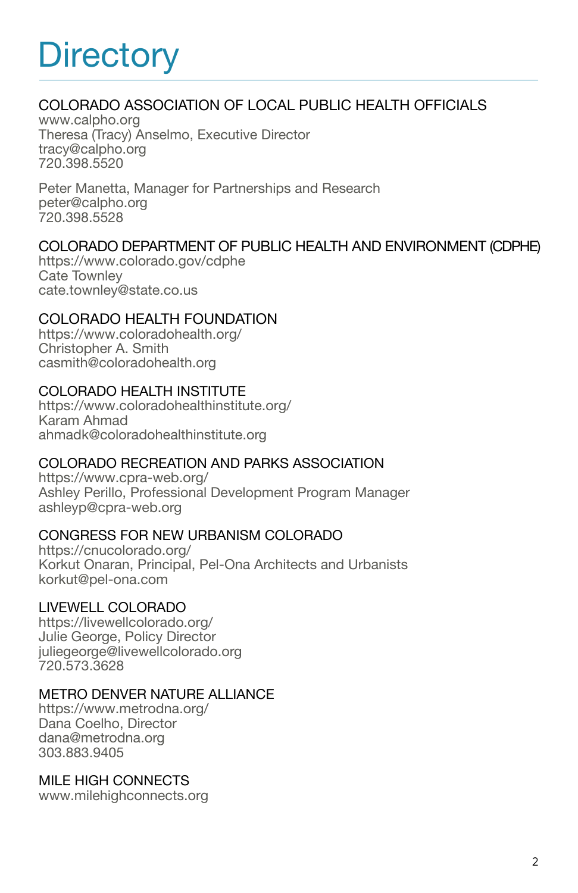# Directory

## COLORADO ASSOCIATION OF LOCAL PUBLIC HEALTH OFFICIALS

www.calpho.org
Theresa (Tracy) Anselmo, Executive Director
tracy@calpho.org
720.398.5520

Peter Manetta, Manager for Partnerships and Research
peter@calpho.org
720.398.5528

## COLORADO DEPARTMENT OF PUBLIC HEALTH AND ENVIRONMENT (CDPHE)

https://www.colorado.gov/cdphe
Cate Townley
cate.townley@state.co.us

## COLORADO HEALTH FOUNDATION

https://www.coloradohealth.org/
Christopher A. Smith
casmith@coloradohealth.org

## COLORADO HEALTH INSTITUTE

https://www.coloradohealthinstitute.org/
Karam Ahmad
ahmadk@coloradohealthinstitute.org

## COLORADO RECREATION AND PARKS ASSOCIATION

https://www.cpra-web.org/
Ashley Perillo, Professional Development Program Manager
ashleyp@cpra-web.org

## CONGRESS FOR NEW URBANISM COLORADO

https://cnucolorado.org/
Korkut Onaran, Principal, Pel-Ona Architects and Urbanists
korkut@pel-ona.com

## LIVEWELL COLORADO

https://livewellcolorado.org/
Julie George, Policy Director
juliegeorge@livewellcolorado.org
720.573.3628

## METRO DENVER NATURE ALLIANCE

https://www.metrodna.org/
Dana Coelho, Director
dana@metrodna.org
303.883.9405

## MILE HIGH CONNECTS

www.milehighconnects.org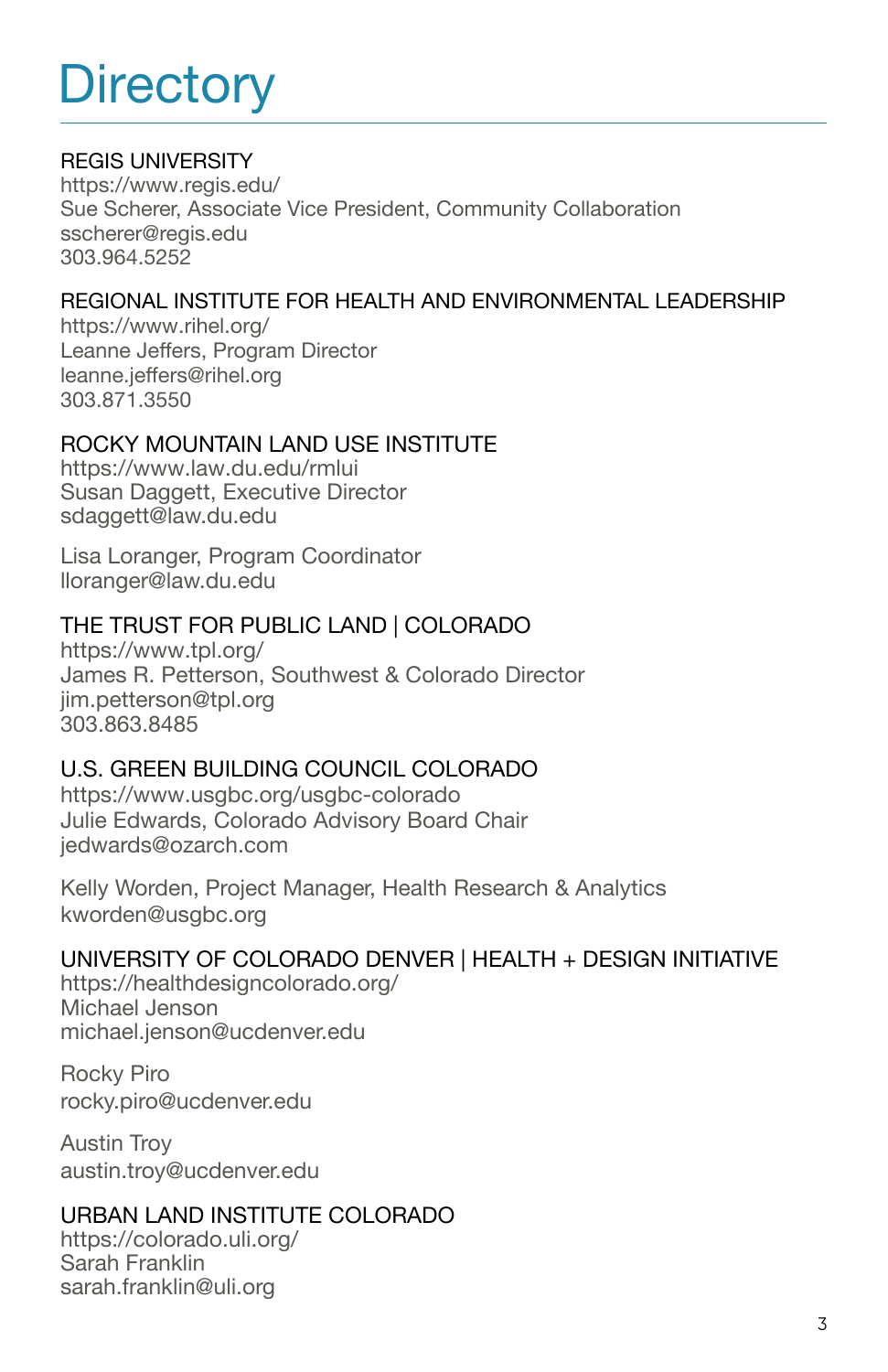# Directory

REGIS UNIVERSITY
https://www.regis.edu/
Sue Scherer, Associate Vice President, Community Collaboration
sscherer@regis.edu
303.964.5252

REGIONAL INSTITUTE FOR HEALTH AND ENVIRONMENTAL LEADERSHIP
https://www.rihel.org/
Leanne Jeffers, Program Director
leanne.jeffers@rihel.org
303.871.3550

ROCKY MOUNTAIN LAND USE INSTITUTE
https://www.law.du.edu/rmlui
Susan Daggett, Executive Director
sdaggett@law.du.edu

Lisa Loranger, Program Coordinator
lloranger@law.du.edu

THE TRUST FOR PUBLIC LAND | COLORADO
https://www.tpl.org/
James R. Petterson, Southwest & Colorado Director
jim.petterson@tpl.org
303.863.8485

U.S. GREEN BUILDING COUNCIL COLORADO
https://www.usgbc.org/usgbc-colorado
Julie Edwards, Colorado Advisory Board Chair
jedwards@ozarch.com

Kelly Worden, Project Manager, Health Research & Analytics
kworden@usgbc.org

UNIVERSITY OF COLORADO DENVER | HEALTH + DESIGN INITIATIVE
https://healthdesigncolorado.org/
Michael Jenson
michael.jenson@ucdenver.edu

Rocky Piro
rocky.piro@ucdenver.edu

Austin Troy
austin.troy@ucdenver.edu

URBAN LAND INSTITUTE COLORADO
https://colorado.uli.org/
Sarah Franklin
sarah.franklin@uli.org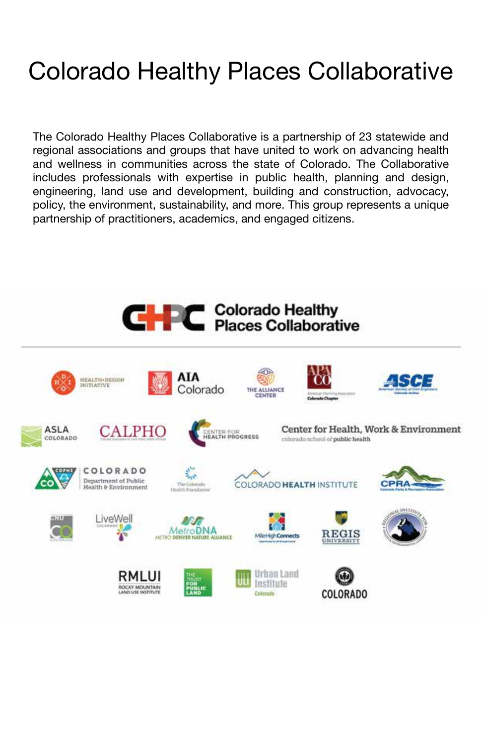# Colorado Healthy Places Collaborative

The Colorado Healthy Places Collaborative is a partnership of 23 statewide and regional associations and groups that have united to work on advancing health and wellness in communities across the state of Colorado. The Collaborative includes professionals with expertise in public health, planning and design, engineering, land use and development, building and construction, advocacy, policy, the environment, sustainability, and more. This group represents a unique partnership of practitioners, academics, and engaged citizens.

CHPC Colorado Healthy Places Collaborative

HEALTH+DESIGN INITIATIVE

AIA Colorado

THE ALLIANCE CENTER

APA CO American Planning Association Colorado Chapter

ASCE American Society of Civil Engineers Colorado Section

ASLA COLORADO

CALPHO Colorado Association of Local Public Health Officials

CENTER FOR HEALTH PROGRESS

Center for Health, Work & Environment colorado school of public health

CDPHE COLORADO Department of Public Health & Environment

The Colorado Health Foundation

COLORADO HEALTH INSTITUTE

CPRA Colorado Parks & Recreation Association

CNU COLORADO

LiveWell COLORADO

MetroDNA METRO DENVER NATURE ALLIANCE

MileHighConnects

REGIS UNIVERSITY

REGIONAL INSTITUTE FOR HEALTH AND ENVIRONMENTAL LEADERSHIP

RMLUI ROCKY MOUNTAIN LAND USE INSTITUTE

THE TRUST FOR PUBLIC LAND

Urban Land Institute Colorado

USGBC COLORADO